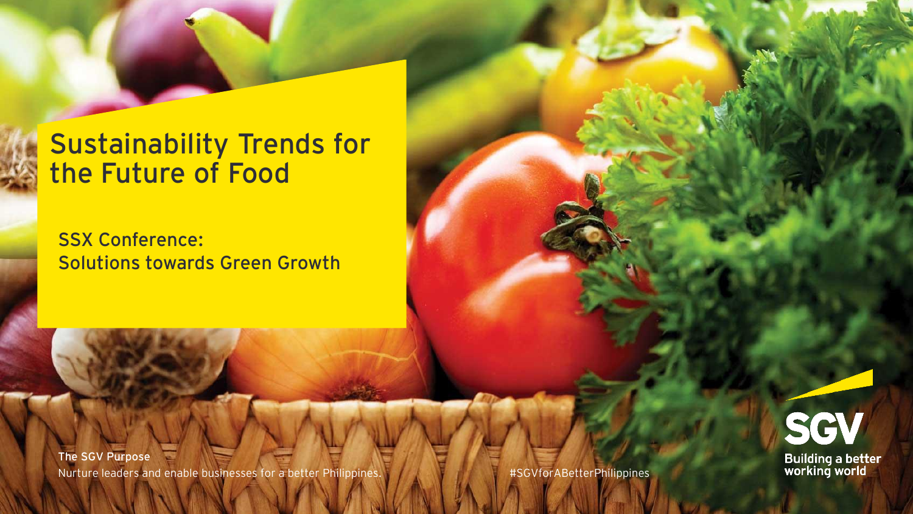# Sustainability Trends for the Future of Food

## SSX Conference: Solutions towards Green Growth

**The SGV Purpose**
Nurture leaders and enable businesses for a better Philippines.

#SGVforABetterPhilippines

SGV
Building a better working world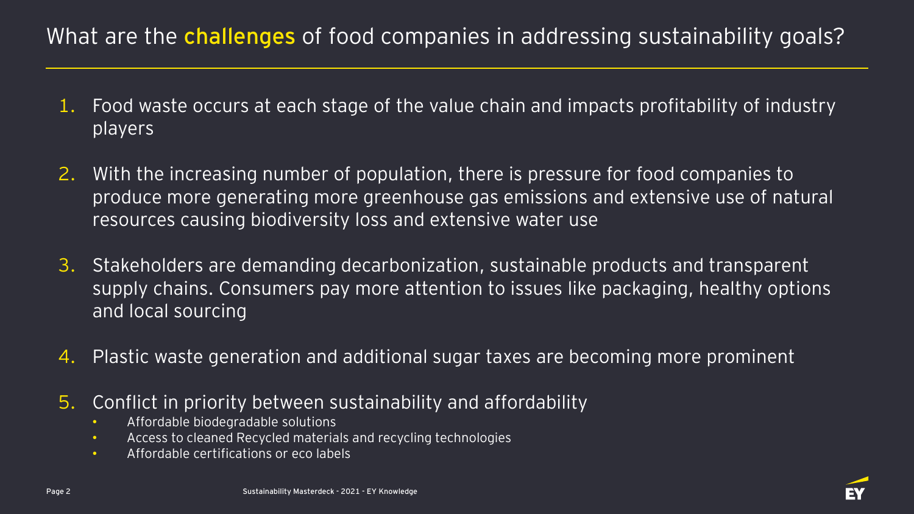# What are the challenges of food companies in addressing sustainability goals?

1. Food waste occurs at each stage of the value chain and impacts profitability of industry players
2. With the increasing number of population, there is pressure for food companies to produce more generating more greenhouse gas emissions and extensive use of natural resources causing biodiversity loss and extensive water use
3. Stakeholders are demanding decarbonization, sustainable products and transparent supply chains. Consumers pay more attention to issues like packaging, healthy options and local sourcing
4. Plastic waste generation and additional sugar taxes are becoming more prominent
5. Conflict in priority between sustainability and affordability
   - Affordable biodegradable solutions
   - Access to cleaned Recycled materials and recycling technologies
   - Affordable certifications or eco labels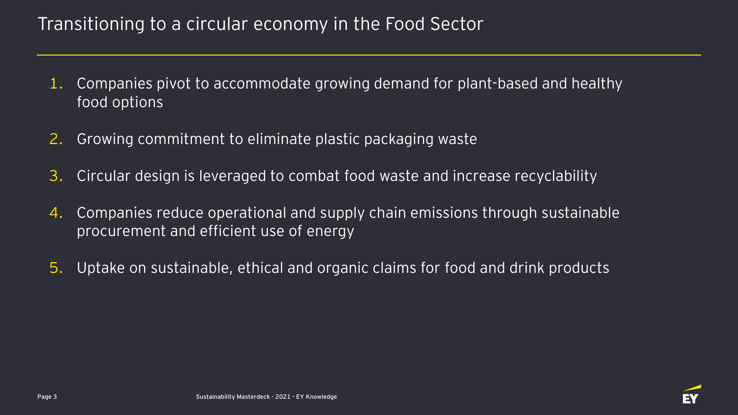# Transitioning to a circular economy in the Food Sector

1. Companies pivot to accommodate growing demand for plant-based and healthy food options
2. Growing commitment to eliminate plastic packaging waste
3. Circular design is leveraged to combat food waste and increase recyclability
4. Companies reduce operational and supply chain emissions through sustainable procurement and efficient use of energy
5. Uptake on sustainable, ethical and organic claims for food and drink products